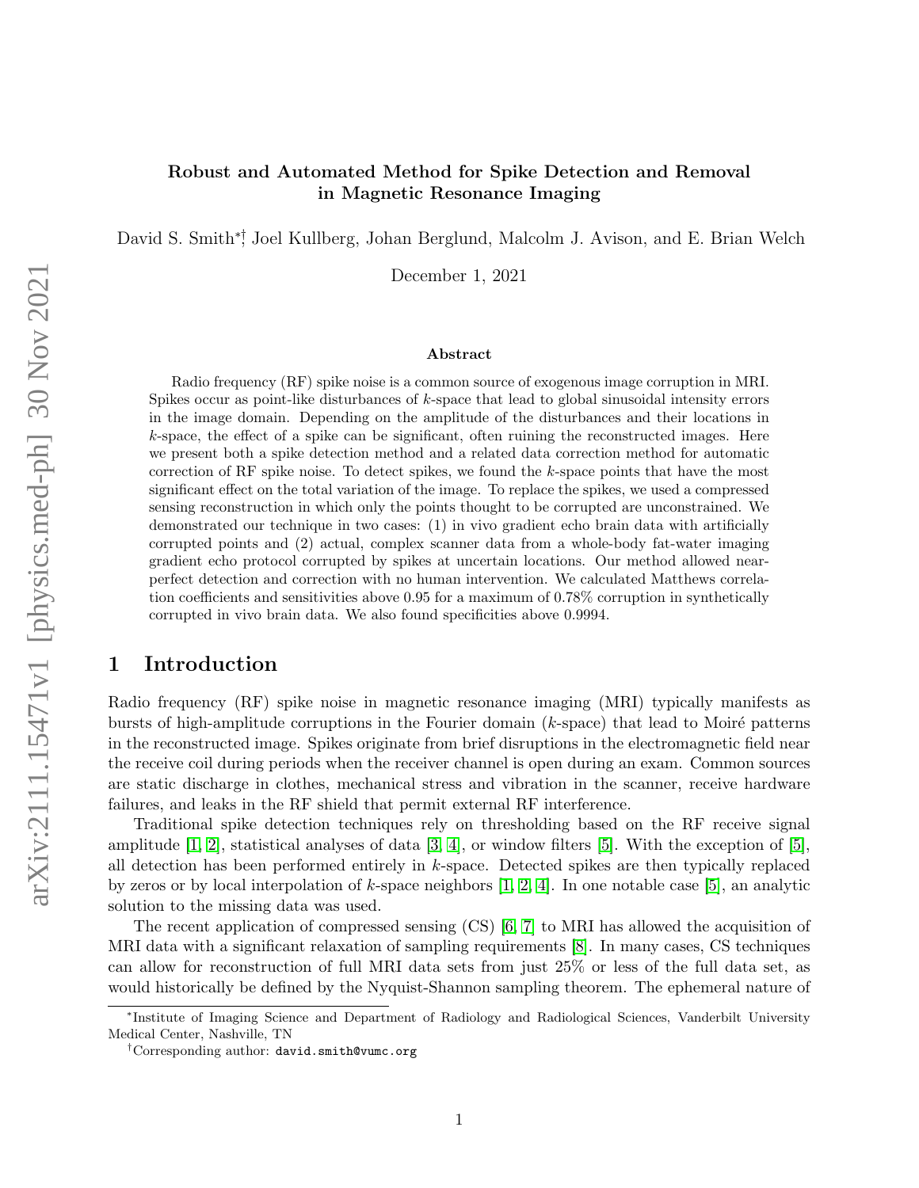# Robust and Automated Method for Spike Detection and Removal in Magnetic Resonance Imaging

David S. Smith*†, Joel Kullberg, Johan Berglund, Malcolm J. Avison, and E. Brian Welch

December 1, 2021

## Abstract

Radio frequency (RF) spike noise is a common source of exogenous image corruption in MRI. Spikes occur as point-like disturbances of $k$-space that lead to global sinusoidal intensity errors in the image domain. Depending on the amplitude of the disturbances and their locations in $k$-space, the effect of a spike can be significant, often ruining the reconstructed images. Here we present both a spike detection method and a related data correction method for automatic correction of RF spike noise. To detect spikes, we found the $k$-space points that have the most significant effect on the total variation of the image. To replace the spikes, we used a compressed sensing reconstruction in which only the points thought to be corrupted are unconstrained. We demonstrated our technique in two cases: (1) in vivo gradient echo brain data with artificially corrupted points and (2) actual, complex scanner data from a whole-body fat-water imaging gradient echo protocol corrupted by spikes at uncertain locations. Our method allowed near-perfect detection and correction with no human intervention. We calculated Matthews correlation coefficients and sensitivities above 0.95 for a maximum of 0.78% corruption in synthetically corrupted in vivo brain data. We also found specificities above 0.9994.

## 1 Introduction

Radio frequency (RF) spike noise in magnetic resonance imaging (MRI) typically manifests as bursts of high-amplitude corruptions in the Fourier domain ($k$-space) that lead to Moiré patterns in the reconstructed image. Spikes originate from brief disruptions in the electromagnetic field near the receive coil during periods when the receiver channel is open during an exam. Common sources are static discharge in clothes, mechanical stress and vibration in the scanner, receive hardware failures, and leaks in the RF shield that permit external RF interference.

Traditional spike detection techniques rely on thresholding based on the RF receive signal amplitude [1, 2], statistical analyses of data [3, 4], or window filters [5]. With the exception of [5], all detection has been performed entirely in $k$-space. Detected spikes are then typically replaced by zeros or by local interpolation of $k$-space neighbors [1, 2, 4]. In one notable case [5], an analytic solution to the missing data was used.

The recent application of compressed sensing (CS) [6, 7] to MRI has allowed the acquisition of MRI data with a significant relaxation of sampling requirements [8]. In many cases, CS techniques can allow for reconstruction of full MRI data sets from just 25% or less of the full data set, as would historically be defined by the Nyquist-Shannon sampling theorem. The ephemeral nature of

*Institute of Imaging Science and Department of Radiology and Radiological Sciences, Vanderbilt University Medical Center, Nashville, TN

†Corresponding author: david.smith@vumc.org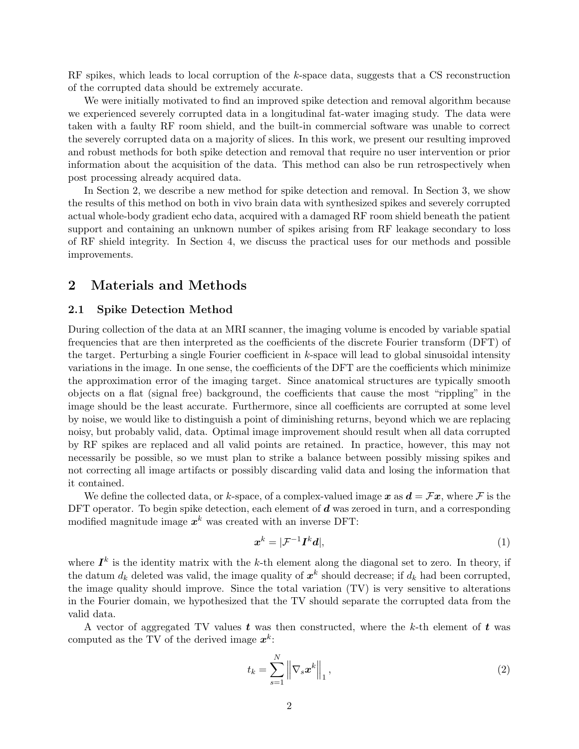RF spikes, which leads to local corruption of the $k$-space data, suggests that a CS reconstruction of the corrupted data should be extremely accurate.

We were initially motivated to find an improved spike detection and removal algorithm because we experienced severely corrupted data in a longitudinal fat-water imaging study. The data were taken with a faulty RF room shield, and the built-in commercial software was unable to correct the severely corrupted data on a majority of slices. In this work, we present our resulting improved and robust methods for both spike detection and removal that require no user intervention or prior information about the acquisition of the data. This method can also be run retrospectively when post processing already acquired data.

In Section 2, we describe a new method for spike detection and removal. In Section 3, we show the results of this method on both in vivo brain data with synthesized spikes and severely corrupted actual whole-body gradient echo data, acquired with a damaged RF room shield beneath the patient support and containing an unknown number of spikes arising from RF leakage secondary to loss of RF shield integrity. In Section 4, we discuss the practical uses for our methods and possible improvements.

## 2 Materials and Methods

### 2.1 Spike Detection Method

During collection of the data at an MRI scanner, the imaging volume is encoded by variable spatial frequencies that are then interpreted as the coefficients of the discrete Fourier transform (DFT) of the target. Perturbing a single Fourier coefficient in $k$-space will lead to global sinusoidal intensity variations in the image. In one sense, the coefficients of the DFT are the coefficients which minimize the approximation error of the imaging target. Since anatomical structures are typically smooth objects on a flat (signal free) background, the coefficients that cause the most "rippling" in the image should be the least accurate. Furthermore, since all coefficients are corrupted at some level by noise, we would like to distinguish a point of diminishing returns, beyond which we are replacing noisy, but probably valid, data. Optimal image improvement should result when all data corrupted by RF spikes are replaced and all valid points are retained. In practice, however, this may not necessarily be possible, so we must plan to strike a balance between possibly missing spikes and not correcting all image artifacts or possibly discarding valid data and losing the information that it contained.

We define the collected data, or $k$-space, of a complex-valued image $\boldsymbol{x}$ as $\boldsymbol{d} = \mathcal{F}\boldsymbol{x}$, where $\mathcal{F}$ is the DFT operator. To begin spike detection, each element of $\boldsymbol{d}$ was zeroed in turn, and a corresponding modified magnitude image $\boldsymbol{x}^k$ was created with an inverse DFT:

$$\boldsymbol{x}^k = |\mathcal{F}^{-1}\boldsymbol{I}^k\boldsymbol{d}|, \tag{1}$$

where $\boldsymbol{I}^k$ is the identity matrix with the $k$-th element along the diagonal set to zero. In theory, if the datum $d_k$ deleted was valid, the image quality of $\boldsymbol{x}^k$ should decrease; if $d_k$ had been corrupted, the image quality should improve. Since the total variation (TV) is very sensitive to alterations in the Fourier domain, we hypothesized that the TV should separate the corrupted data from the valid data.

A vector of aggregated TV values $\boldsymbol{t}$ was then constructed, where the $k$-th element of $\boldsymbol{t}$ was computed as the TV of the derived image $\boldsymbol{x}^k$:

$$t_k = \sum_{s=1}^{N} \left\| \nabla_s \boldsymbol{x}^k \right\|_1, \tag{2}$$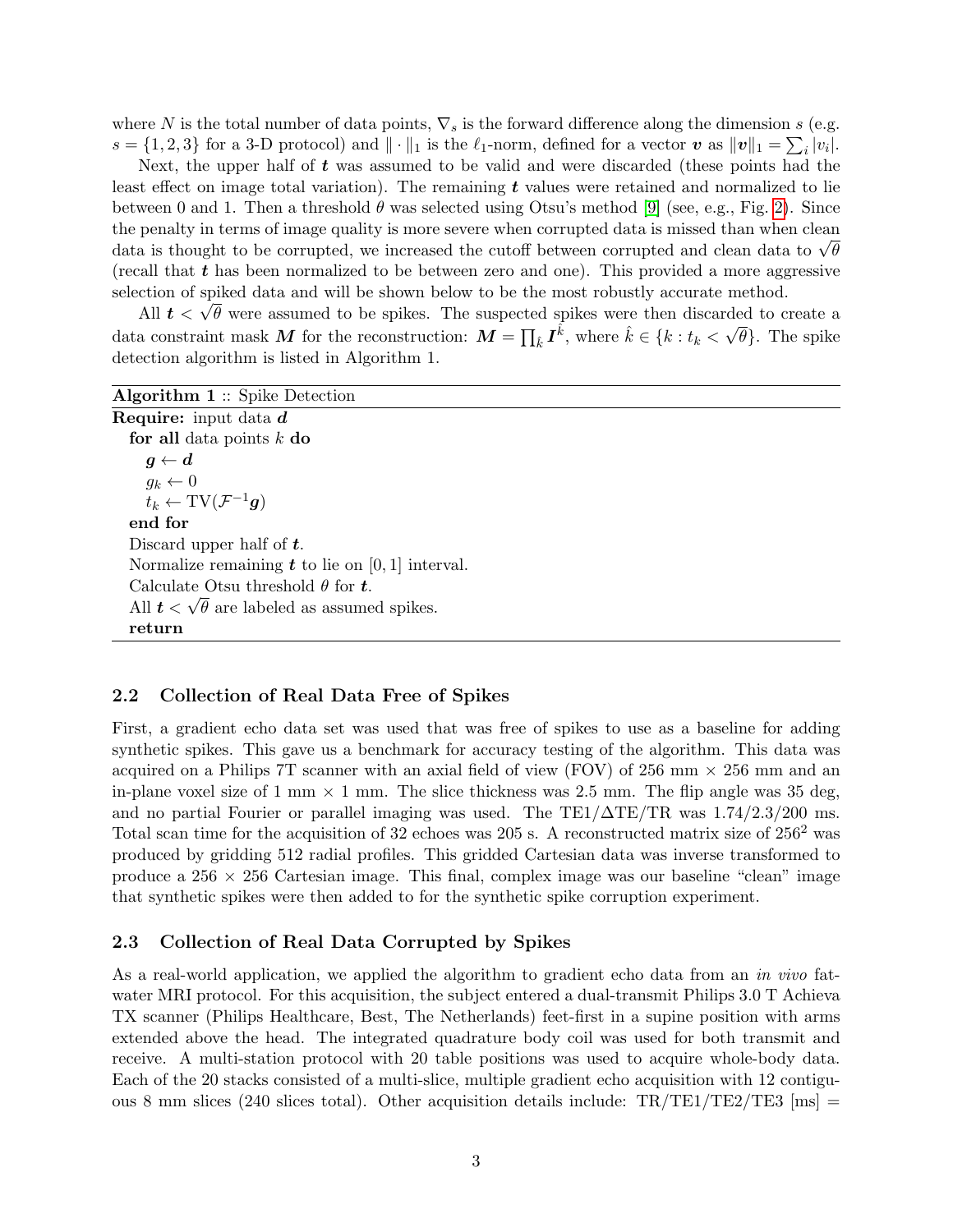where $N$ is the total number of data points, $\nabla_s$ is the forward difference along the dimension $s$ (e.g. $s = \{1, 2, 3\}$ for a 3-D protocol) and $\|\cdot\|_1$ is the $\ell_1$-norm, defined for a vector $\boldsymbol{v}$ as $\|\boldsymbol{v}\|_1 = \sum_i |v_i|$.

Next, the upper half of $\boldsymbol{t}$ was assumed to be valid and were discarded (these points had the least effect on image total variation). The remaining $\boldsymbol{t}$ values were retained and normalized to lie between 0 and 1. Then a threshold $\theta$ was selected using Otsu's method [9] (see, e.g., Fig. 2). Since the penalty in terms of image quality is more severe when corrupted data is missed than when clean data is thought to be corrupted, we increased the cutoff between corrupted and clean data to $\sqrt{\theta}$ (recall that $\boldsymbol{t}$ has been normalized to be between zero and one). This provided a more aggressive selection of spiked data and will be shown below to be the most robustly accurate method.

All $\boldsymbol{t} < \sqrt{\theta}$ were assumed to be spikes. The suspected spikes were then discarded to create a data constraint mask $\boldsymbol{M}$ for the reconstruction: $\boldsymbol{M} = \prod_{\hat{k}} \boldsymbol{I}^{\hat{k}}$, where $\hat{k} \in \{k : t_k < \sqrt{\theta}\}$. The spike detection algorithm is listed in Algorithm 1.

**Algorithm 1** :: Spike Detection

```
Require: input data d
  for all data points k do
    g ← d
    g_k ← 0
    t_k ← TV(F^{-1} g)
  end for
  Discard upper half of t.
  Normalize remaining t to lie on [0,1] interval.
  Calculate Otsu threshold θ for t.
  All t < √θ are labeled as assumed spikes.
  return
```

### 2.2 Collection of Real Data Free of Spikes

First, a gradient echo data set was used that was free of spikes to use as a baseline for adding synthetic spikes. This gave us a benchmark for accuracy testing of the algorithm. This data was acquired on a Philips 7T scanner with an axial field of view (FOV) of 256 mm × 256 mm and an in-plane voxel size of 1 mm × 1 mm. The slice thickness was 2.5 mm. The flip angle was 35 deg, and no partial Fourier or parallel imaging was used. The TE1/ΔTE/TR was 1.74/2.3/200 ms. Total scan time for the acquisition of 32 echoes was 205 s. A reconstructed matrix size of $256^2$ was produced by gridding 512 radial profiles. This gridded Cartesian data was inverse transformed to produce a 256 × 256 Cartesian image. This final, complex image was our baseline "clean" image that synthetic spikes were then added to for the synthetic spike corruption experiment.

### 2.3 Collection of Real Data Corrupted by Spikes

As a real-world application, we applied the algorithm to gradient echo data from an *in vivo* fat-water MRI protocol. For this acquisition, the subject entered a dual-transmit Philips 3.0 T Achieva TX scanner (Philips Healthcare, Best, The Netherlands) feet-first in a supine position with arms extended above the head. The integrated quadrature body coil was used for both transmit and receive. A multi-station protocol with 20 table positions was used to acquire whole-body data. Each of the 20 stacks consisted of a multi-slice, multiple gradient echo acquisition with 12 contiguous 8 mm slices (240 slices total). Other acquisition details include: TR/TE1/TE2/TE3 [ms] =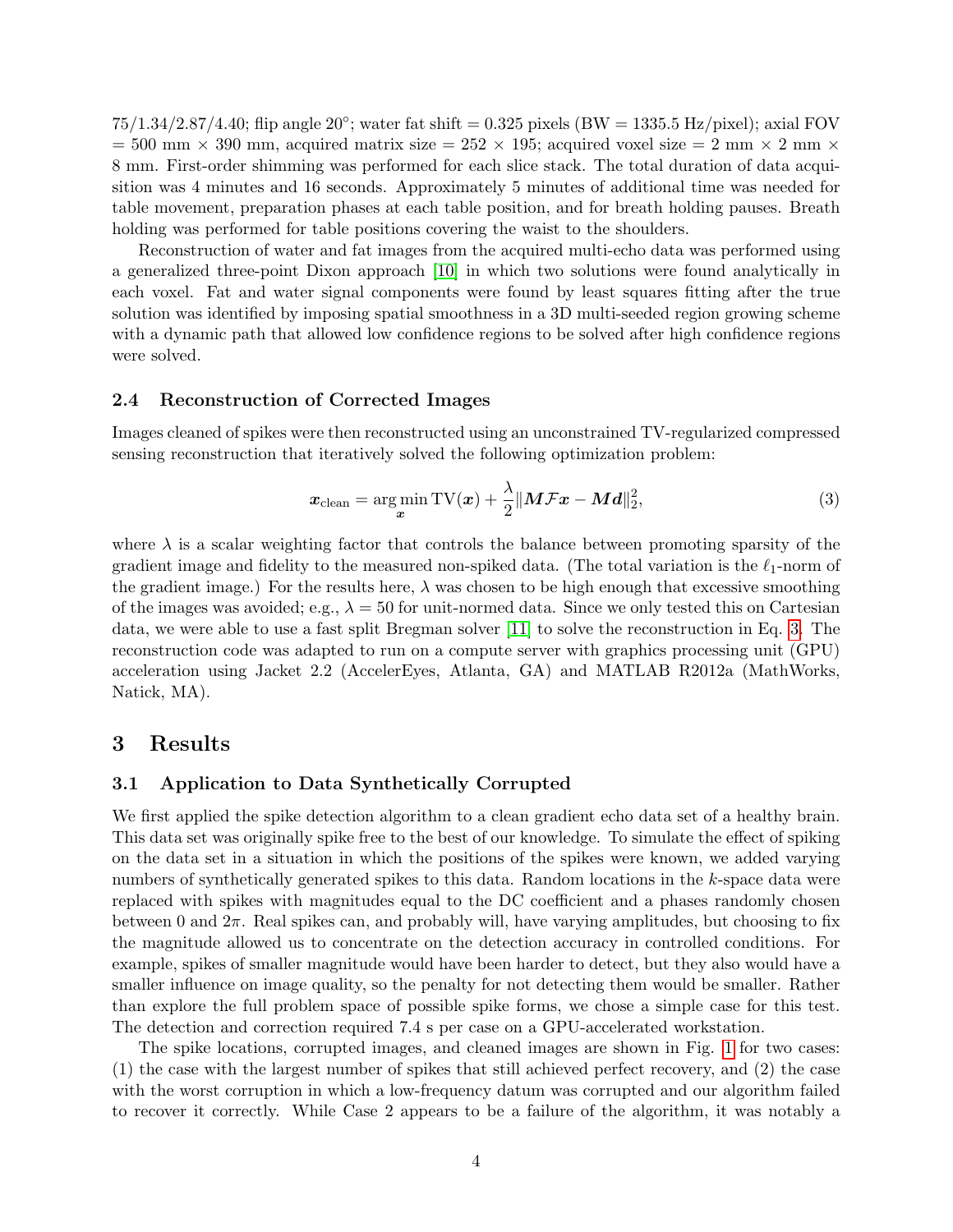75/1.34/2.87/4.40; flip angle 20°; water fat shift = 0.325 pixels (BW = 1335.5 Hz/pixel); axial FOV = 500 mm × 390 mm, acquired matrix size = 252 × 195; acquired voxel size = 2 mm × 2 mm × 8 mm. First-order shimming was performed for each slice stack. The total duration of data acquisition was 4 minutes and 16 seconds. Approximately 5 minutes of additional time was needed for table movement, preparation phases at each table position, and for breath holding pauses. Breath holding was performed for table positions covering the waist to the shoulders.

Reconstruction of water and fat images from the acquired multi-echo data was performed using a generalized three-point Dixon approach [10] in which two solutions were found analytically in each voxel. Fat and water signal components were found by least squares fitting after the true solution was identified by imposing spatial smoothness in a 3D multi-seeded region growing scheme with a dynamic path that allowed low confidence regions to be solved after high confidence regions were solved.

### 2.4 Reconstruction of Corrected Images

Images cleaned of spikes were then reconstructed using an unconstrained TV-regularized compressed sensing reconstruction that iteratively solved the following optimization problem:

$$\boldsymbol{x}_{\text{clean}} = \arg\min_{\boldsymbol{x}} \text{TV}(\boldsymbol{x}) + \frac{\lambda}{2}\|\boldsymbol{M}\mathcal{F}\boldsymbol{x} - \boldsymbol{M}\boldsymbol{d}\|_2^2, \tag{3}$$

where $\lambda$ is a scalar weighting factor that controls the balance between promoting sparsity of the gradient image and fidelity to the measured non-spiked data. (The total variation is the $\ell_1$-norm of the gradient image.) For the results here, $\lambda$ was chosen to be high enough that excessive smoothing of the images was avoided; e.g., $\lambda = 50$ for unit-normed data. Since we only tested this on Cartesian data, we were able to use a fast split Bregman solver [11] to solve the reconstruction in Eq. 3. The reconstruction code was adapted to run on a compute server with graphics processing unit (GPU) acceleration using Jacket 2.2 (AccelerEyes, Atlanta, GA) and MATLAB R2012a (MathWorks, Natick, MA).

## 3 Results

### 3.1 Application to Data Synthetically Corrupted

We first applied the spike detection algorithm to a clean gradient echo data set of a healthy brain. This data set was originally spike free to the best of our knowledge. To simulate the effect of spiking on the data set in a situation in which the positions of the spikes were known, we added varying numbers of synthetically generated spikes to this data. Random locations in the $k$-space data were replaced with spikes with magnitudes equal to the DC coefficient and a phases randomly chosen between 0 and $2\pi$. Real spikes can, and probably will, have varying amplitudes, but choosing to fix the magnitude allowed us to concentrate on the detection accuracy in controlled conditions. For example, spikes of smaller magnitude would have been harder to detect, but they also would have a smaller influence on image quality, so the penalty for not detecting them would be smaller. Rather than explore the full problem space of possible spike forms, we chose a simple case for this test. The detection and correction required 7.4 s per case on a GPU-accelerated workstation.

The spike locations, corrupted images, and cleaned images are shown in Fig. 1 for two cases: (1) the case with the largest number of spikes that still achieved perfect recovery, and (2) the case with the worst corruption in which a low-frequency datum was corrupted and our algorithm failed to recover it correctly. While Case 2 appears to be a failure of the algorithm, it was notably a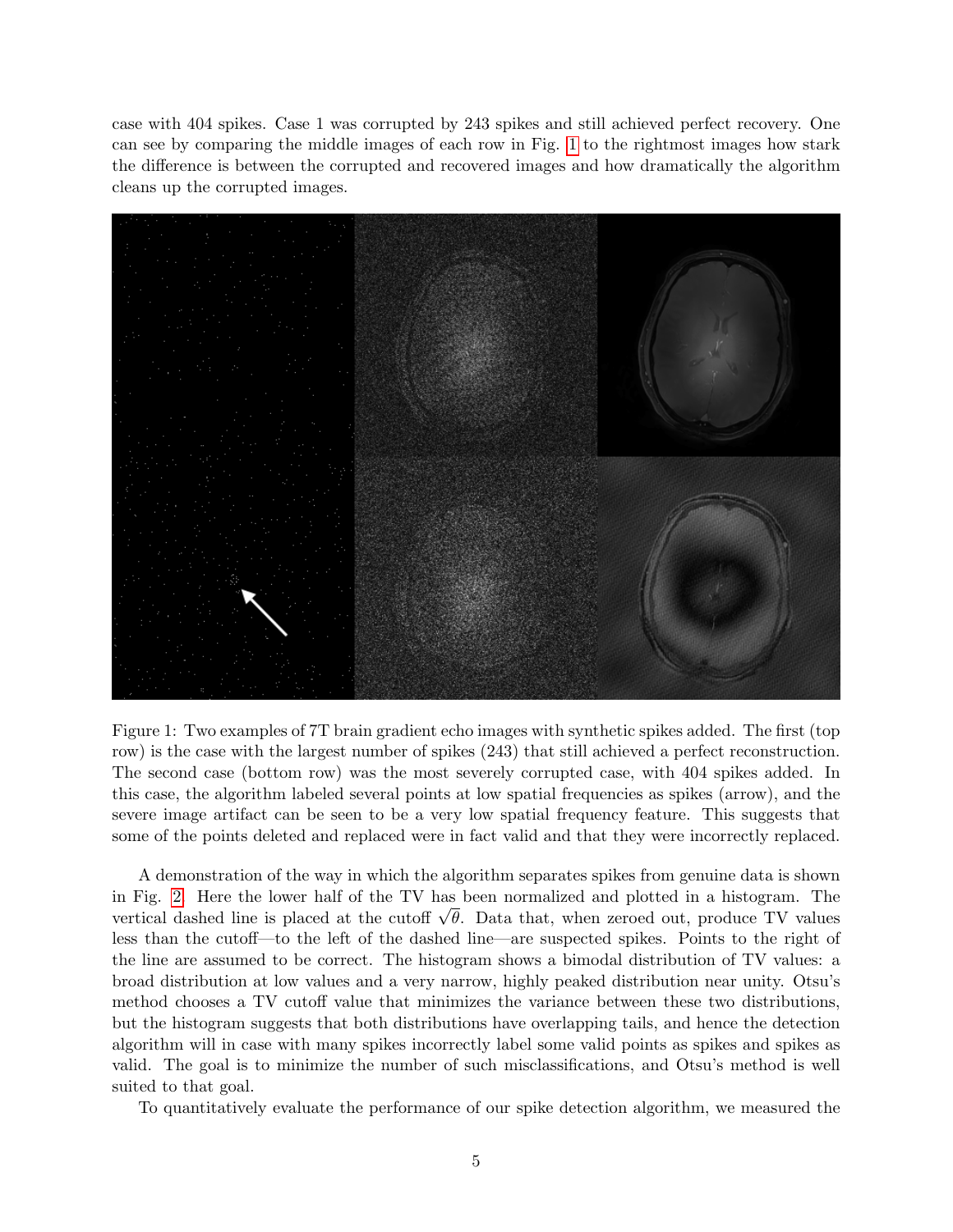case with 404 spikes. Case 1 was corrupted by 243 spikes and still achieved perfect recovery. One can see by comparing the middle images of each row in Fig. 1 to the rightmost images how stark the difference is between the corrupted and recovered images and how dramatically the algorithm cleans up the corrupted images.

Figure 1: Two examples of 7T brain gradient echo images with synthetic spikes added. The first (top row) is the case with the largest number of spikes (243) that still achieved a perfect reconstruction. The second case (bottom row) was the most severely corrupted case, with 404 spikes added. In this case, the algorithm labeled several points at low spatial frequencies as spikes (arrow), and the severe image artifact can be seen to be a very low spatial frequency feature. This suggests that some of the points deleted and replaced were in fact valid and that they were incorrectly replaced.

A demonstration of the way in which the algorithm separates spikes from genuine data is shown in Fig. 2. Here the lower half of the TV has been normalized and plotted in a histogram. The vertical dashed line is placed at the cutoff $\sqrt{\theta}$. Data that, when zeroed out, produce TV values less than the cutoff—to the left of the dashed line—are suspected spikes. Points to the right of the line are assumed to be correct. The histogram shows a bimodal distribution of TV values: a broad distribution at low values and a very narrow, highly peaked distribution near unity. Otsu's method chooses a TV cutoff value that minimizes the variance between these two distributions, but the histogram suggests that both distributions have overlapping tails, and hence the detection algorithm will in case with many spikes incorrectly label some valid points as spikes and spikes as valid. The goal is to minimize the number of such misclassifications, and Otsu's method is well suited to that goal.

To quantitatively evaluate the performance of our spike detection algorithm, we measured the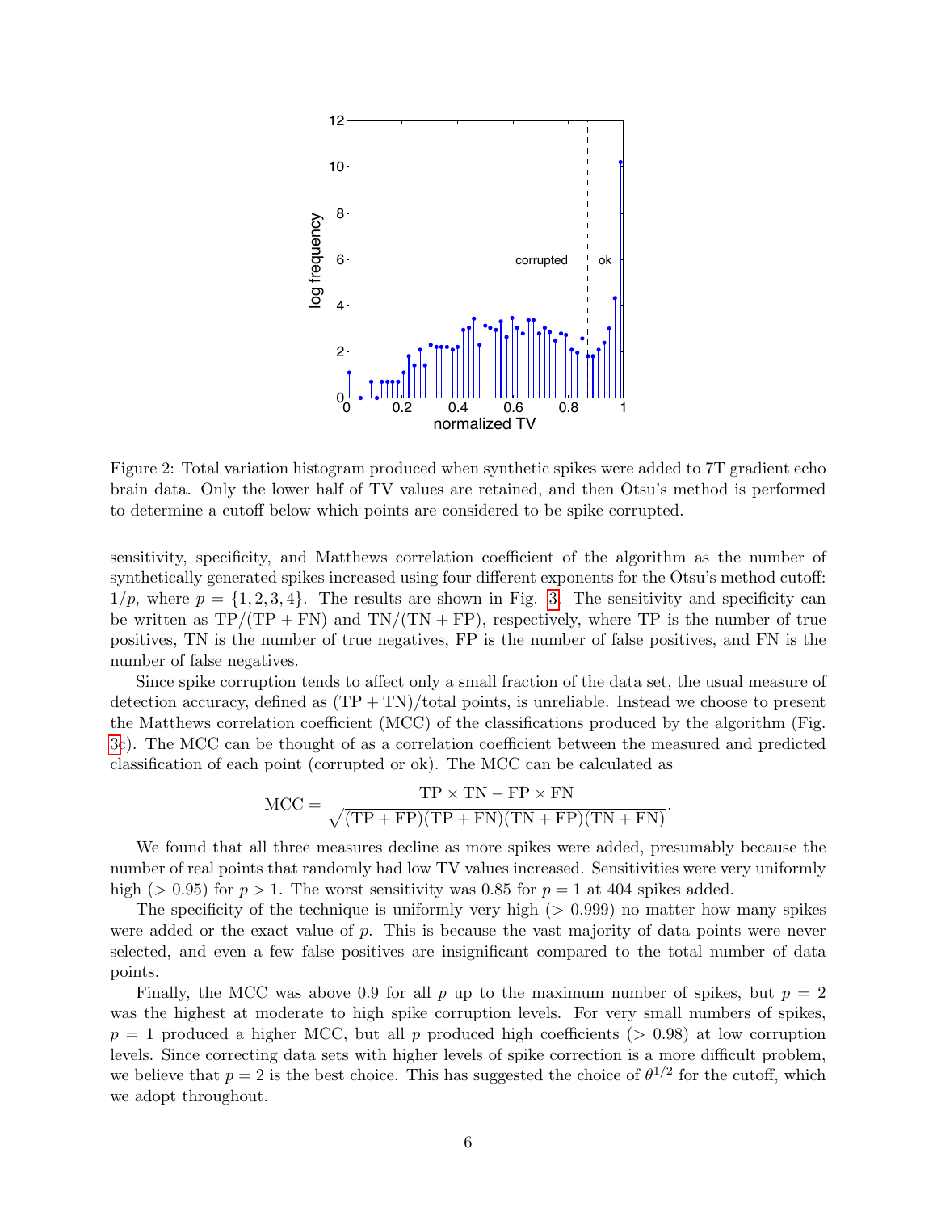Figure 2: Total variation histogram produced when synthetic spikes were added to 7T gradient echo brain data. Only the lower half of TV values are retained, and then Otsu's method is performed to determine a cutoff below which points are considered to be spike corrupted.

sensitivity, specificity, and Matthews correlation coefficient of the algorithm as the number of synthetically generated spikes increased using four different exponents for the Otsu's method cutoff: $1/p$, where $p = \{1, 2, 3, 4\}$. The results are shown in Fig. 3. The sensitivity and specificity can be written as $\mathrm{TP}/(\mathrm{TP} + \mathrm{FN})$ and $\mathrm{TN}/(\mathrm{TN} + \mathrm{FP})$, respectively, where TP is the number of true positives, TN is the number of true negatives, FP is the number of false positives, and FN is the number of false negatives.

Since spike corruption tends to affect only a small fraction of the data set, the usual measure of detection accuracy, defined as $(\mathrm{TP} + \mathrm{TN})/\text{total points}$, is unreliable. Instead we choose to present the Matthews correlation coefficient (MCC) of the classifications produced by the algorithm (Fig. 3c). The MCC can be thought of as a correlation coefficient between the measured and predicted classification of each point (corrupted or ok). The MCC can be calculated as

$$\mathrm{MCC} = \frac{\mathrm{TP} \times \mathrm{TN} - \mathrm{FP} \times \mathrm{FN}}{\sqrt{(\mathrm{TP} + \mathrm{FP})(\mathrm{TP} + \mathrm{FN})(\mathrm{TN} + \mathrm{FP})(\mathrm{TN} + \mathrm{FN})}}.$$

We found that all three measures decline as more spikes were added, presumably because the number of real points that randomly had low TV values increased. Sensitivities were very uniformly high ($> 0.95$) for $p > 1$. The worst sensitivity was 0.85 for $p = 1$ at 404 spikes added.

The specificity of the technique is uniformly very high ($> 0.999$) no matter how many spikes were added or the exact value of $p$. This is because the vast majority of data points were never selected, and even a few false positives are insignificant compared to the total number of data points.

Finally, the MCC was above 0.9 for all $p$ up to the maximum number of spikes, but $p = 2$ was the highest at moderate to high spike corruption levels. For very small numbers of spikes, $p = 1$ produced a higher MCC, but all $p$ produced high coefficients ($> 0.98$) at low corruption levels. Since correcting data sets with higher levels of spike correction is a more difficult problem, we believe that $p = 2$ is the best choice. This has suggested the choice of $\theta^{1/2}$ for the cutoff, which we adopt throughout.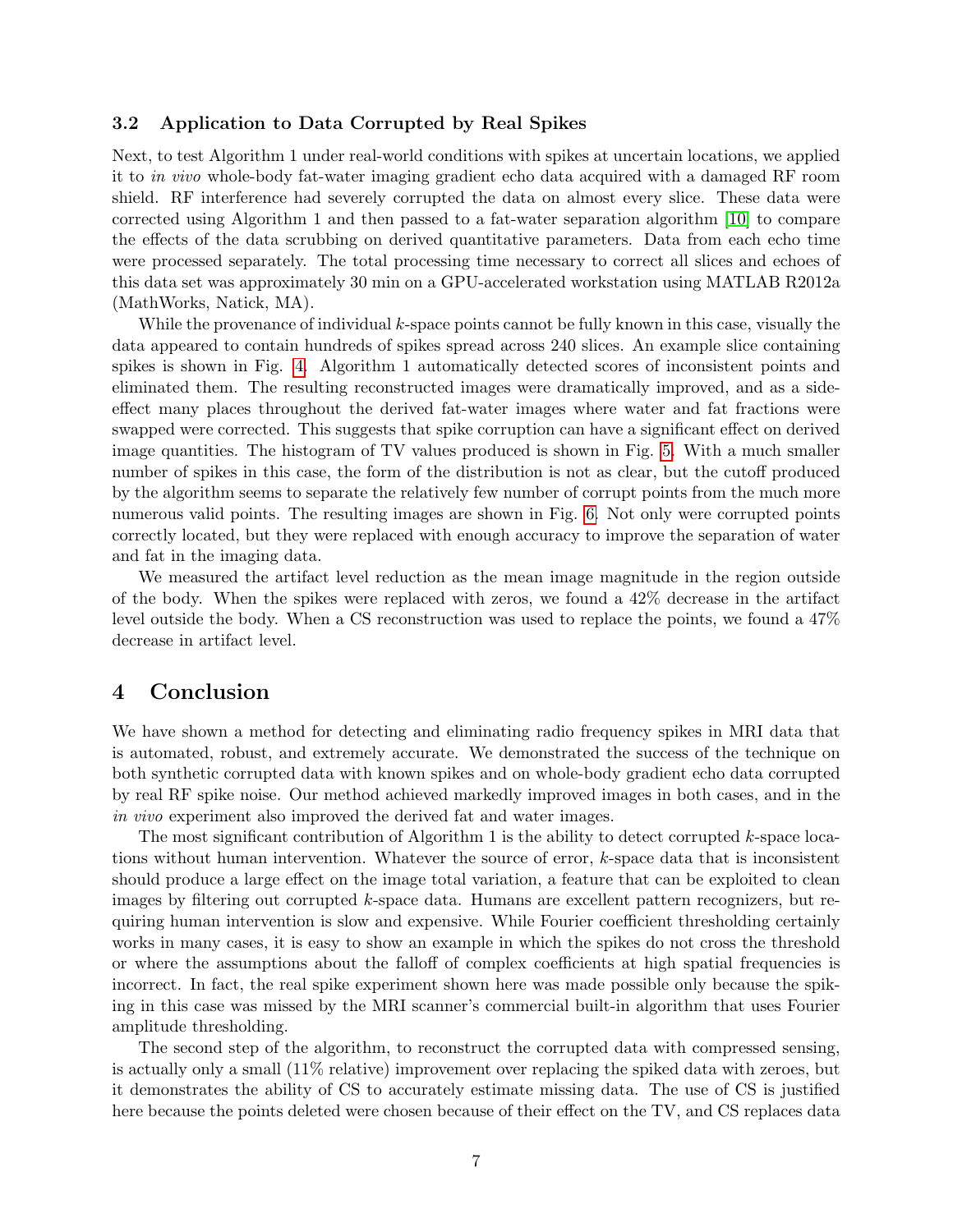### 3.2 Application to Data Corrupted by Real Spikes

Next, to test Algorithm 1 under real-world conditions with spikes at uncertain locations, we applied it to *in vivo* whole-body fat-water imaging gradient echo data acquired with a damaged RF room shield. RF interference had severely corrupted the data on almost every slice. These data were corrected using Algorithm 1 and then passed to a fat-water separation algorithm [10] to compare the effects of the data scrubbing on derived quantitative parameters. Data from each echo time were processed separately. The total processing time necessary to correct all slices and echoes of this data set was approximately 30 min on a GPU-accelerated workstation using MATLAB R2012a (MathWorks, Natick, MA).

While the provenance of individual $k$-space points cannot be fully known in this case, visually the data appeared to contain hundreds of spikes spread across 240 slices. An example slice containing spikes is shown in Fig. 4. Algorithm 1 automatically detected scores of inconsistent points and eliminated them. The resulting reconstructed images were dramatically improved, and as a side-effect many places throughout the derived fat-water images where water and fat fractions were swapped were corrected. This suggests that spike corruption can have a significant effect on derived image quantities. The histogram of TV values produced is shown in Fig. 5. With a much smaller number of spikes in this case, the form of the distribution is not as clear, but the cutoff produced by the algorithm seems to separate the relatively few number of corrupt points from the much more numerous valid points. The resulting images are shown in Fig. 6. Not only were corrupted points correctly located, but they were replaced with enough accuracy to improve the separation of water and fat in the imaging data.

We measured the artifact level reduction as the mean image magnitude in the region outside of the body. When the spikes were replaced with zeros, we found a 42% decrease in the artifact level outside the body. When a CS reconstruction was used to replace the points, we found a 47% decrease in artifact level.

## 4 Conclusion

We have shown a method for detecting and eliminating radio frequency spikes in MRI data that is automated, robust, and extremely accurate. We demonstrated the success of the technique on both synthetic corrupted data with known spikes and on whole-body gradient echo data corrupted by real RF spike noise. Our method achieved markedly improved images in both cases, and in the *in vivo* experiment also improved the derived fat and water images.

The most significant contribution of Algorithm 1 is the ability to detect corrupted $k$-space locations without human intervention. Whatever the source of error, $k$-space data that is inconsistent should produce a large effect on the image total variation, a feature that can be exploited to clean images by filtering out corrupted $k$-space data. Humans are excellent pattern recognizers, but requiring human intervention is slow and expensive. While Fourier coefficient thresholding certainly works in many cases, it is easy to show an example in which the spikes do not cross the threshold or where the assumptions about the falloff of complex coefficients at high spatial frequencies is incorrect. In fact, the real spike experiment shown here was made possible only because the spiking in this case was missed by the MRI scanner's commercial built-in algorithm that uses Fourier amplitude thresholding.

The second step of the algorithm, to reconstruct the corrupted data with compressed sensing, is actually only a small (11% relative) improvement over replacing the spiked data with zeroes, but it demonstrates the ability of CS to accurately estimate missing data. The use of CS is justified here because the points deleted were chosen because of their effect on the TV, and CS replaces data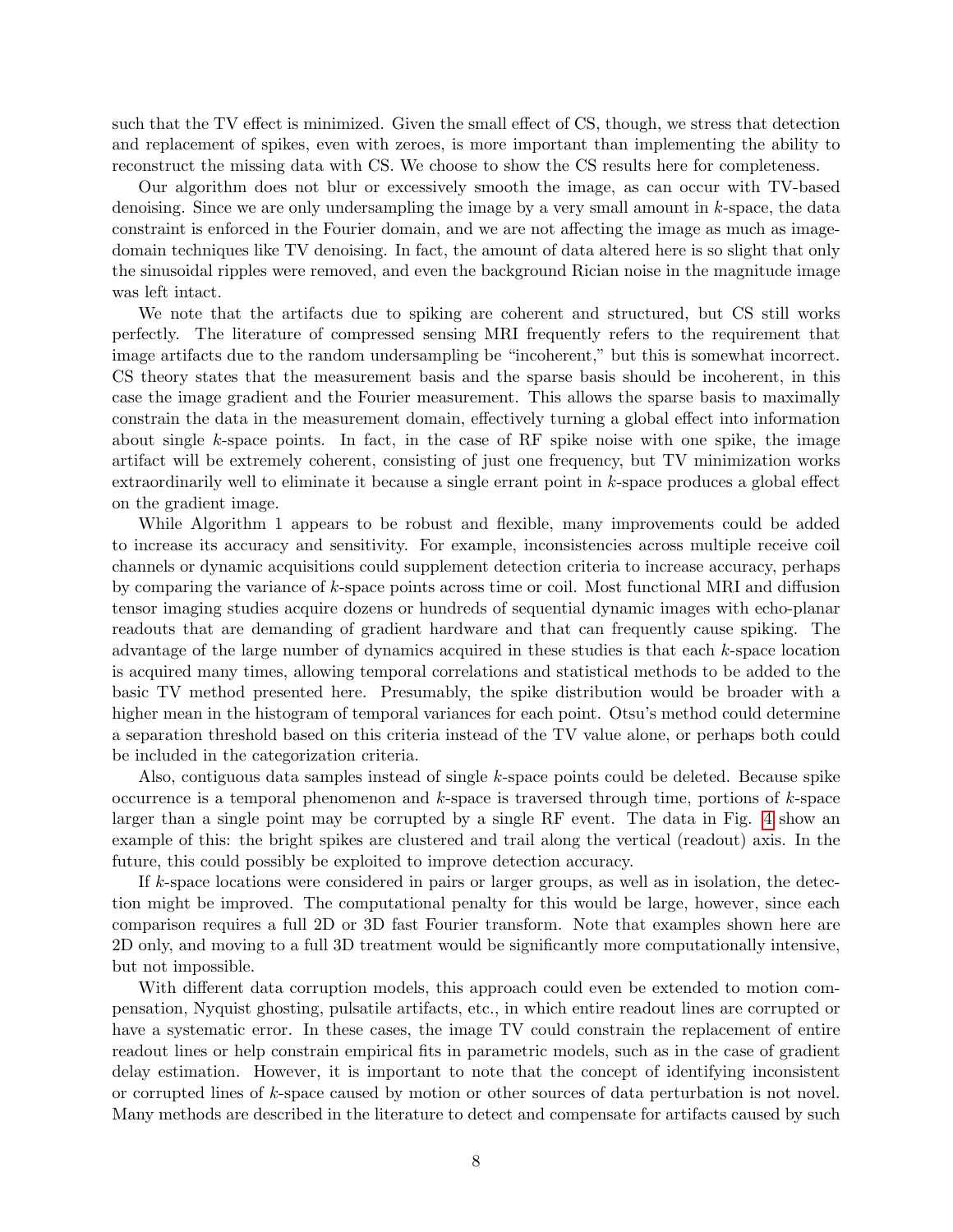such that the TV effect is minimized. Given the small effect of CS, though, we stress that detection and replacement of spikes, even with zeroes, is more important than implementing the ability to reconstruct the missing data with CS. We choose to show the CS results here for completeness.

Our algorithm does not blur or excessively smooth the image, as can occur with TV-based denoising. Since we are only undersampling the image by a very small amount in $k$-space, the data constraint is enforced in the Fourier domain, and we are not affecting the image as much as image-domain techniques like TV denoising. In fact, the amount of data altered here is so slight that only the sinusoidal ripples were removed, and even the background Rician noise in the magnitude image was left intact.

We note that the artifacts due to spiking are coherent and structured, but CS still works perfectly. The literature of compressed sensing MRI frequently refers to the requirement that image artifacts due to the random undersampling be "incoherent," but this is somewhat incorrect. CS theory states that the measurement basis and the sparse basis should be incoherent, in this case the image gradient and the Fourier measurement. This allows the sparse basis to maximally constrain the data in the measurement domain, effectively turning a global effect into information about single $k$-space points. In fact, in the case of RF spike noise with one spike, the image artifact will be extremely coherent, consisting of just one frequency, but TV minimization works extraordinarily well to eliminate it because a single errant point in $k$-space produces a global effect on the gradient image.

While Algorithm 1 appears to be robust and flexible, many improvements could be added to increase its accuracy and sensitivity. For example, inconsistencies across multiple receive coil channels or dynamic acquisitions could supplement detection criteria to increase accuracy, perhaps by comparing the variance of $k$-space points across time or coil. Most functional MRI and diffusion tensor imaging studies acquire dozens or hundreds of sequential dynamic images with echo-planar readouts that are demanding of gradient hardware and that can frequently cause spiking. The advantage of the large number of dynamics acquired in these studies is that each $k$-space location is acquired many times, allowing temporal correlations and statistical methods to be added to the basic TV method presented here. Presumably, the spike distribution would be broader with a higher mean in the histogram of temporal variances for each point. Otsu's method could determine a separation threshold based on this criteria instead of the TV value alone, or perhaps both could be included in the categorization criteria.

Also, contiguous data samples instead of single $k$-space points could be deleted. Because spike occurrence is a temporal phenomenon and $k$-space is traversed through time, portions of $k$-space larger than a single point may be corrupted by a single RF event. The data in Fig. 4 show an example of this: the bright spikes are clustered and trail along the vertical (readout) axis. In the future, this could possibly be exploited to improve detection accuracy.

If $k$-space locations were considered in pairs or larger groups, as well as in isolation, the detection might be improved. The computational penalty for this would be large, however, since each comparison requires a full 2D or 3D fast Fourier transform. Note that examples shown here are 2D only, and moving to a full 3D treatment would be significantly more computationally intensive, but not impossible.

With different data corruption models, this approach could even be extended to motion compensation, Nyquist ghosting, pulsatile artifacts, etc., in which entire readout lines are corrupted or have a systematic error. In these cases, the image TV could constrain the replacement of entire readout lines or help constrain empirical fits in parametric models, such as in the case of gradient delay estimation. However, it is important to note that the concept of identifying inconsistent or corrupted lines of $k$-space caused by motion or other sources of data perturbation is not novel. Many methods are described in the literature to detect and compensate for artifacts caused by such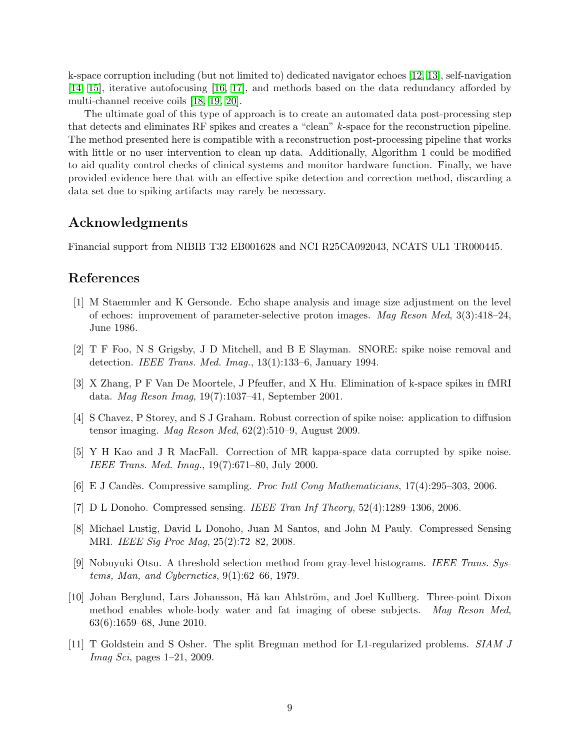k-space corruption including (but not limited to) dedicated navigator echoes [12, 13], self-navigation [14, 15], iterative autofocusing [16, 17], and methods based on the data redundancy afforded by multi-channel receive coils [18, 19, 20].

The ultimate goal of this type of approach is to create an automated data post-processing step that detects and eliminates RF spikes and creates a "clean" *k*-space for the reconstruction pipeline. The method presented here is compatible with a reconstruction post-processing pipeline that works with little or no user intervention to clean up data. Additionally, Algorithm 1 could be modified to aid quality control checks of clinical systems and monitor hardware function. Finally, we have provided evidence here that with an effective spike detection and correction method, discarding a data set due to spiking artifacts may rarely be necessary.

## Acknowledgments

Financial support from NIBIB T32 EB001628 and NCI R25CA092043, NCATS UL1 TR000445.

## References

[1] M Staemmler and K Gersonde. Echo shape analysis and image size adjustment on the level of echoes: improvement of parameter-selective proton images. *Mag Reson Med*, 3(3):418–24, June 1986.

[2] T F Foo, N S Grigsby, J D Mitchell, and B E Slayman. SNORE: spike noise removal and detection. *IEEE Trans. Med. Imag.*, 13(1):133–6, January 1994.

[3] X Zhang, P F Van De Moortele, J Pfeuffer, and X Hu. Elimination of k-space spikes in fMRI data. *Mag Reson Imag*, 19(7):1037–41, September 2001.

[4] S Chavez, P Storey, and S J Graham. Robust correction of spike noise: application to diffusion tensor imaging. *Mag Reson Med*, 62(2):510–9, August 2009.

[5] Y H Kao and J R MacFall. Correction of MR kappa-space data corrupted by spike noise. *IEEE Trans. Med. Imag.*, 19(7):671–80, July 2000.

[6] E J Candès. Compressive sampling. *Proc Intl Cong Mathematicians*, 17(4):295–303, 2006.

[7] D L Donoho. Compressed sensing. *IEEE Tran Inf Theory*, 52(4):1289–1306, 2006.

[8] Michael Lustig, David L Donoho, Juan M Santos, and John M Pauly. Compressed Sensing MRI. *IEEE Sig Proc Mag*, 25(2):72–82, 2008.

[9] Nobuyuki Otsu. A threshold selection method from gray-level histograms. *IEEE Trans. Systems, Man, and Cybernetics*, 9(1):62–66, 1979.

[10] Johan Berglund, Lars Johansson, Hå kan Ahlström, and Joel Kullberg. Three-point Dixon method enables whole-body water and fat imaging of obese subjects. *Mag Reson Med*, 63(6):1659–68, June 2010.

[11] T Goldstein and S Osher. The split Bregman method for L1-regularized problems. *SIAM J Imag Sci*, pages 1–21, 2009.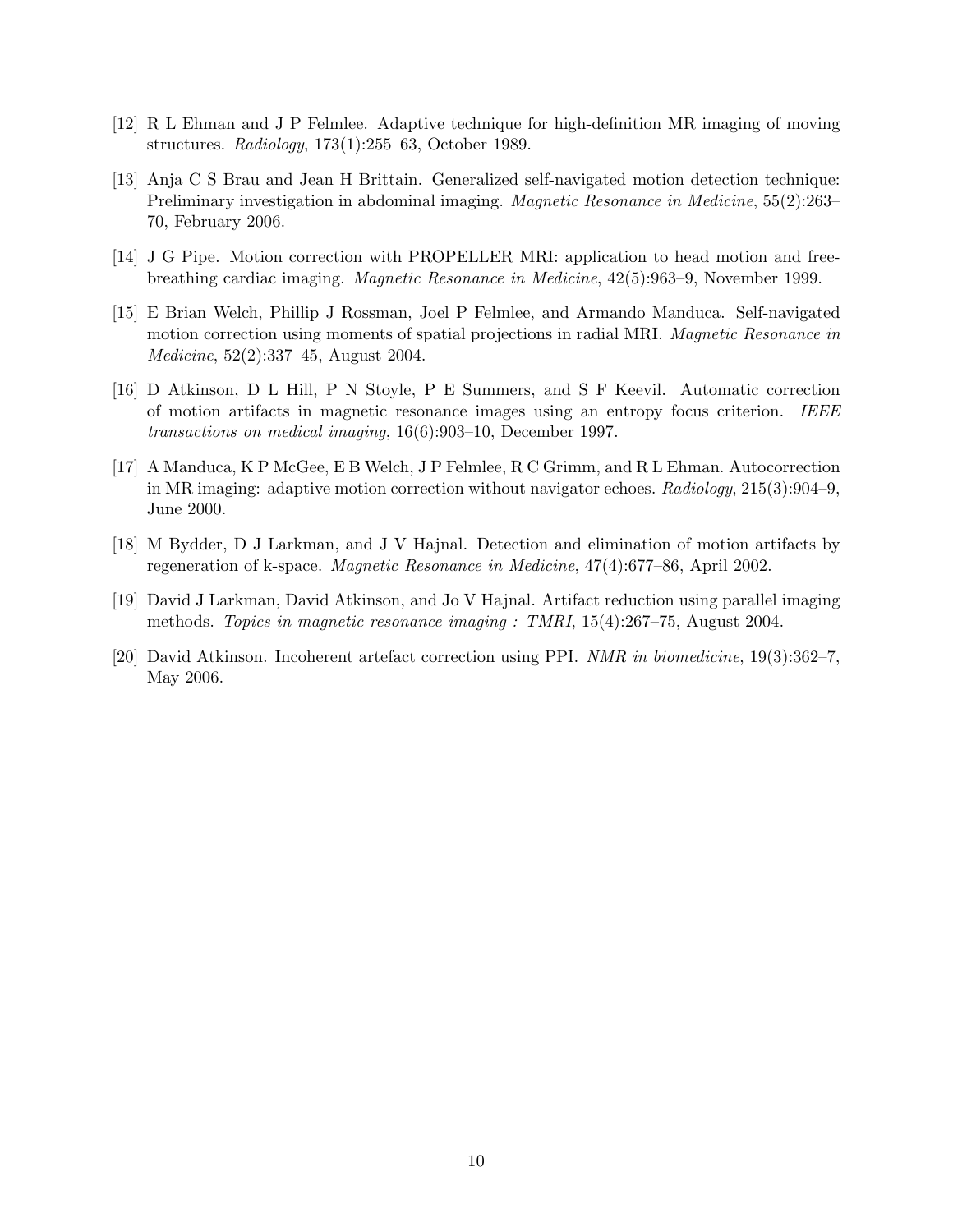[12] R L Ehman and J P Felmlee. Adaptive technique for high-definition MR imaging of moving structures. *Radiology*, 173(1):255–63, October 1989.

[13] Anja C S Brau and Jean H Brittain. Generalized self-navigated motion detection technique: Preliminary investigation in abdominal imaging. *Magnetic Resonance in Medicine*, 55(2):263–70, February 2006.

[14] J G Pipe. Motion correction with PROPELLER MRI: application to head motion and free-breathing cardiac imaging. *Magnetic Resonance in Medicine*, 42(5):963–9, November 1999.

[15] E Brian Welch, Phillip J Rossman, Joel P Felmlee, and Armando Manduca. Self-navigated motion correction using moments of spatial projections in radial MRI. *Magnetic Resonance in Medicine*, 52(2):337–45, August 2004.

[16] D Atkinson, D L Hill, P N Stoyle, P E Summers, and S F Keevil. Automatic correction of motion artifacts in magnetic resonance images using an entropy focus criterion. *IEEE transactions on medical imaging*, 16(6):903–10, December 1997.

[17] A Manduca, K P McGee, E B Welch, J P Felmlee, R C Grimm, and R L Ehman. Autocorrection in MR imaging: adaptive motion correction without navigator echoes. *Radiology*, 215(3):904–9, June 2000.

[18] M Bydder, D J Larkman, and J V Hajnal. Detection and elimination of motion artifacts by regeneration of k-space. *Magnetic Resonance in Medicine*, 47(4):677–86, April 2002.

[19] David J Larkman, David Atkinson, and Jo V Hajnal. Artifact reduction using parallel imaging methods. *Topics in magnetic resonance imaging : TMRI*, 15(4):267–75, August 2004.

[20] David Atkinson. Incoherent artefact correction using PPI. *NMR in biomedicine*, 19(3):362–7, May 2006.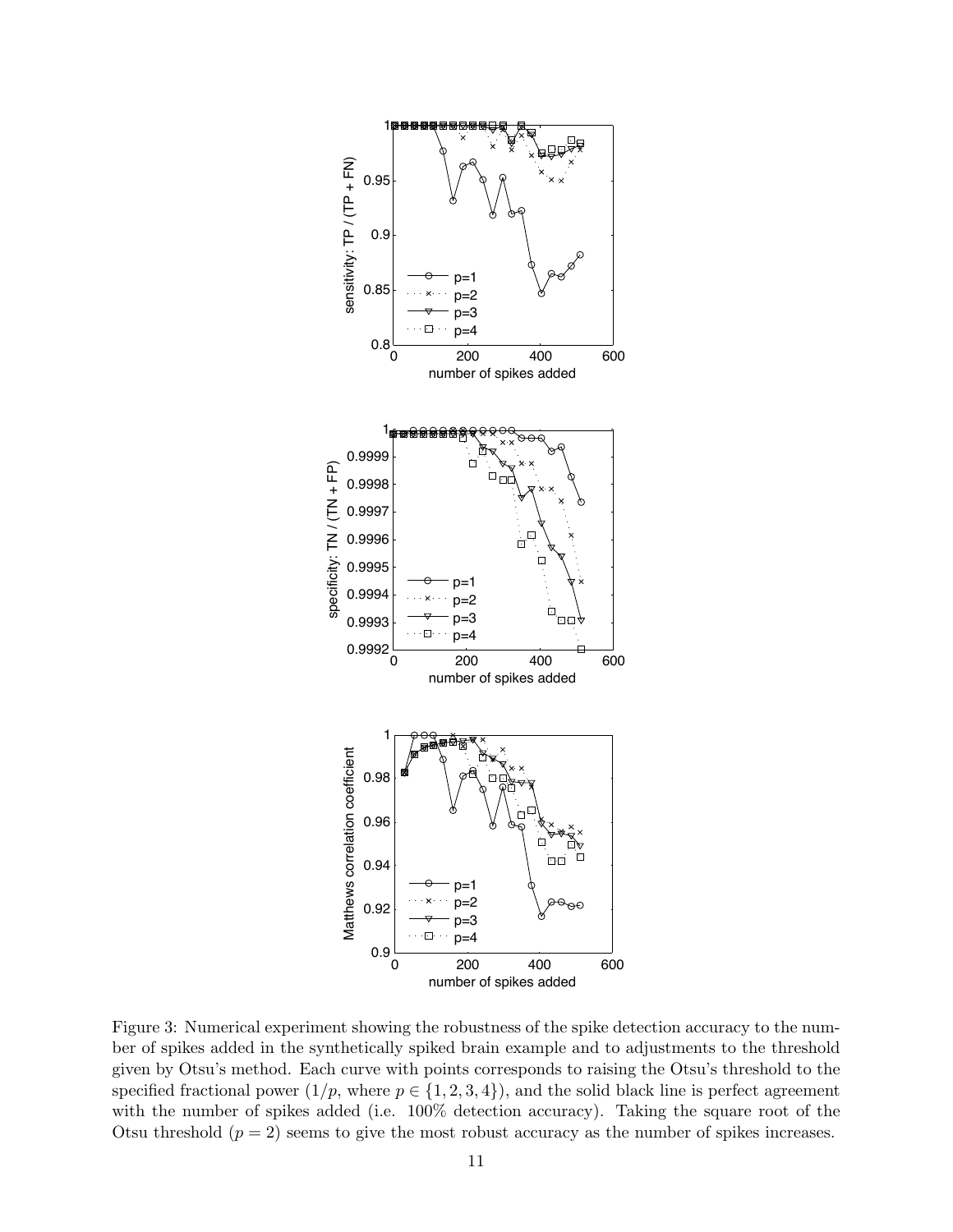Figure 3: Numerical experiment showing the robustness of the spike detection accuracy to the number of spikes added in the synthetically spiked brain example and to adjustments to the threshold given by Otsu's method. Each curve with points corresponds to raising the Otsu's threshold to the specified fractional power ($1/p$, where $p \in \{1, 2, 3, 4\}$), and the solid black line is perfect agreement with the number of spikes added (i.e. 100% detection accuracy). Taking the square root of the Otsu threshold ($p = 2$) seems to give the most robust accuracy as the number of spikes increases.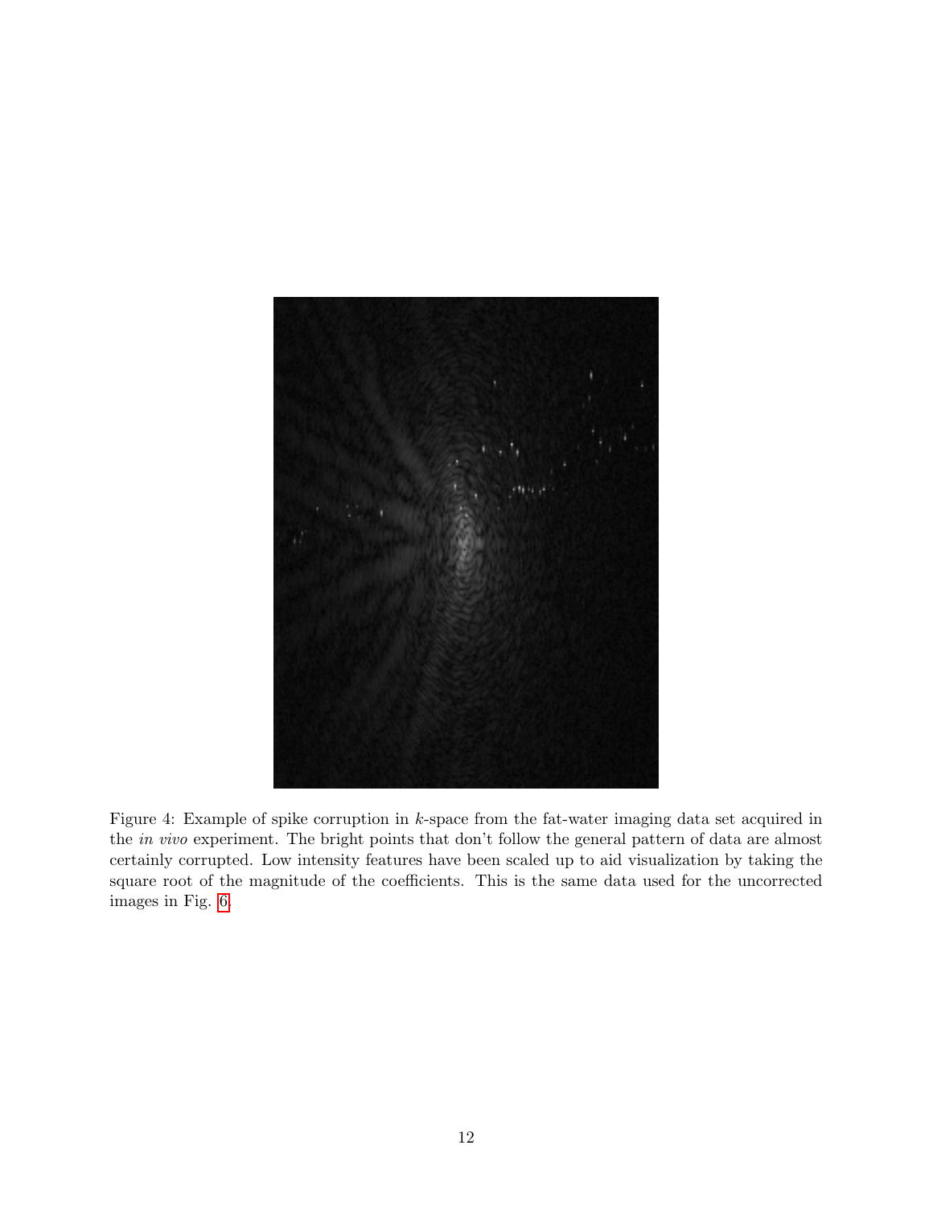Figure 4: Example of spike corruption in $k$-space from the fat-water imaging data set acquired in the *in vivo* experiment. The bright points that don't follow the general pattern of data are almost certainly corrupted. Low intensity features have been scaled up to aid visualization by taking the square root of the magnitude of the coefficients. This is the same data used for the uncorrected images in Fig. 6.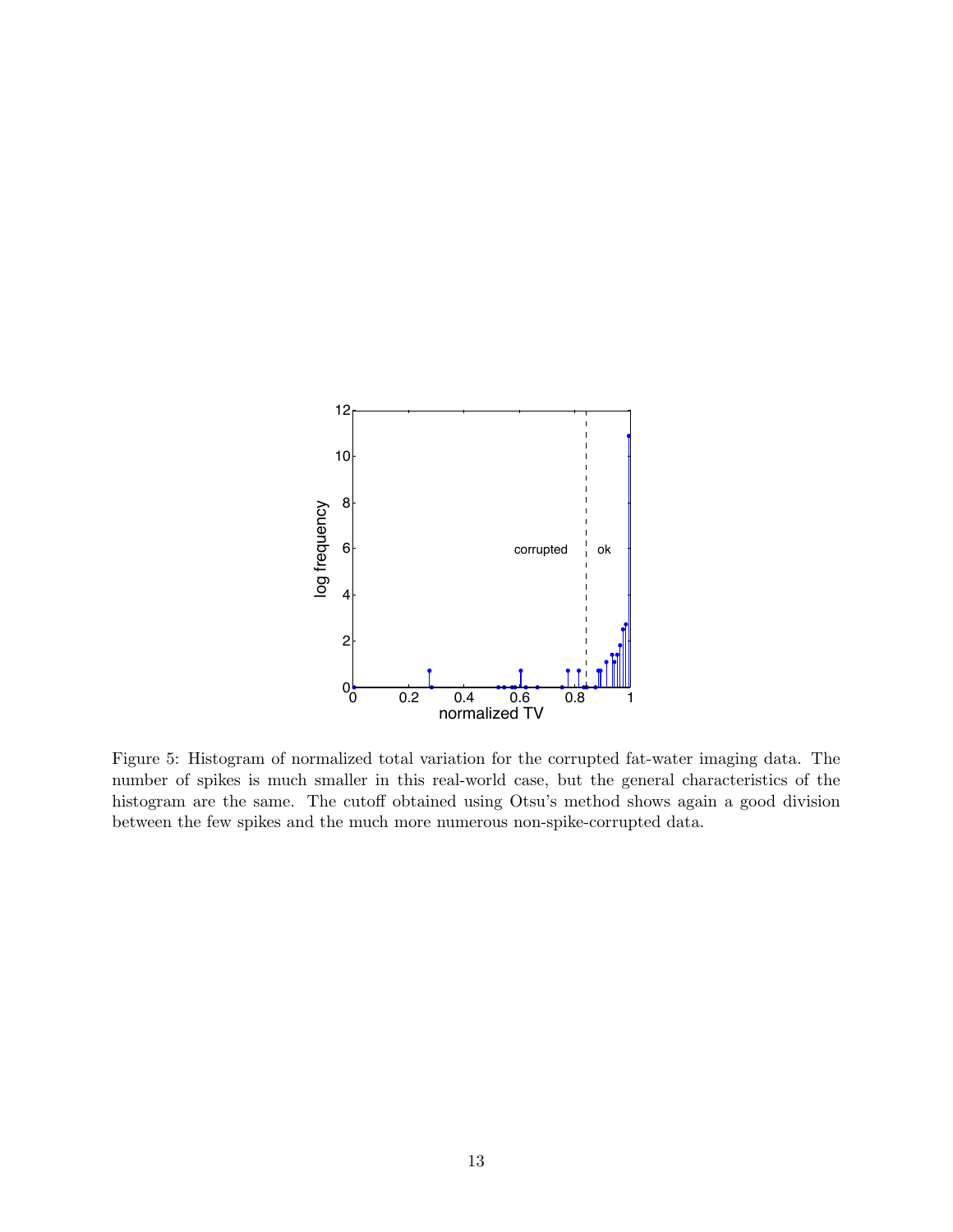Figure 5: Histogram of normalized total variation for the corrupted fat-water imaging data. The number of spikes is much smaller in this real-world case, but the general characteristics of the histogram are the same. The cutoff obtained using Otsu's method shows again a good division between the few spikes and the much more numerous non-spike-corrupted data.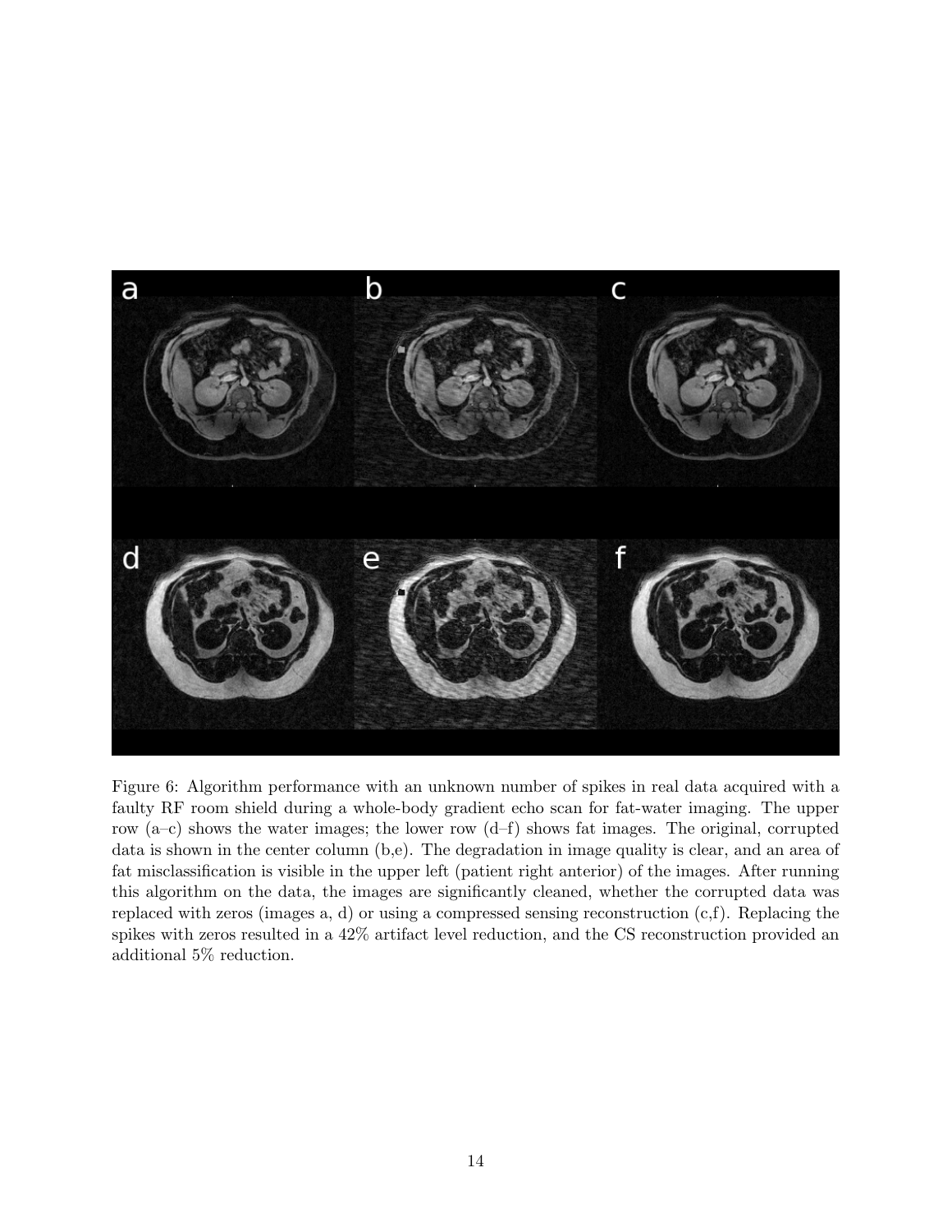a

b

c

d

e

f

Figure 6: Algorithm performance with an unknown number of spikes in real data acquired with a faulty RF room shield during a whole-body gradient echo scan for fat-water imaging. The upper row (a–c) shows the water images; the lower row (d–f) shows fat images. The original, corrupted data is shown in the center column (b,e). The degradation in image quality is clear, and an area of fat misclassification is visible in the upper left (patient right anterior) of the images. After running this algorithm on the data, the images are significantly cleaned, whether the corrupted data was replaced with zeros (images a, d) or using a compressed sensing reconstruction (c,f). Replacing the spikes with zeros resulted in a 42% artifact level reduction, and the CS reconstruction provided an additional 5% reduction.